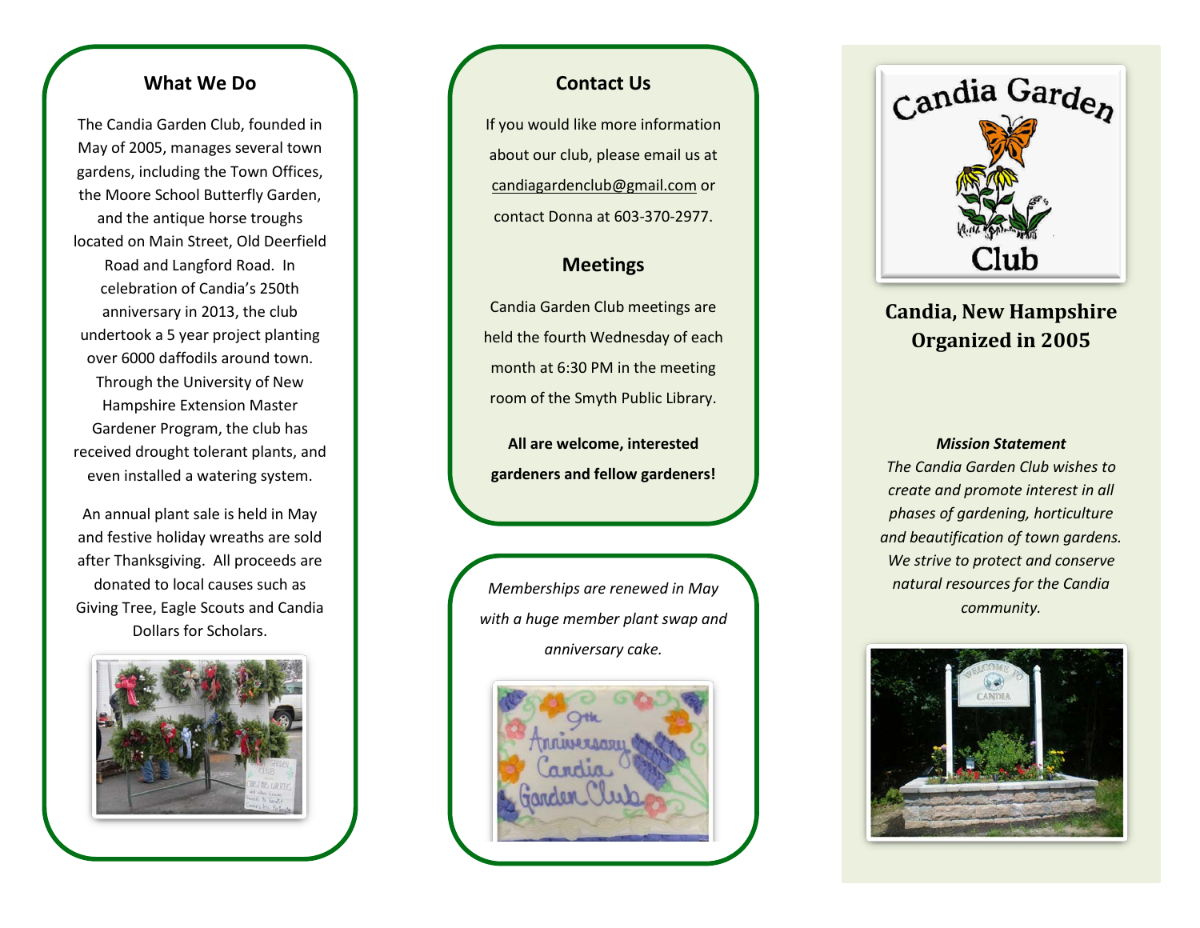## What We Do

The Candia Garden Club, founded in May of 2005, manages several town gardens, including the Town Offices, the Moore School Butterfly Garden, and the antique horse troughs located on Main Street, Old Deerfield Road and Langford Road. In celebration of Candia's 250th anniversary in 2013, the club undertook a 5 year project planting over 6000 daffodils around town. Through the University of New Hampshire Extension Master Gardener Program, the club has received drought tolerant plants, and even installed a watering system.

An annual plant sale is held in May and festive holiday wreaths are sold after Thanksgiving. All proceeds are donated to local causes such as Giving Tree, Eagle Scouts and Candia Dollars for Scholars.

## Contact Us

If you would like more information about our club, please email us at candiagardenclub@gmail.com or contact Donna at 603-370-2977.

## Meetings

Candia Garden Club meetings are held the fourth Wednesday of each month at 6:30 PM in the meeting room of the Smyth Public Library.

**All are welcome, interested gardeners and fellow gardeners!**

*Memberships are renewed in May with a huge member plant swap and anniversary cake.*

# Candia Garden Club

## Candia, New Hampshire
## Organized in 2005

***Mission Statement***

*The Candia Garden Club wishes to create and promote interest in all phases of gardening, horticulture and beautification of town gardens. We strive to protect and conserve natural resources for the Candia community.*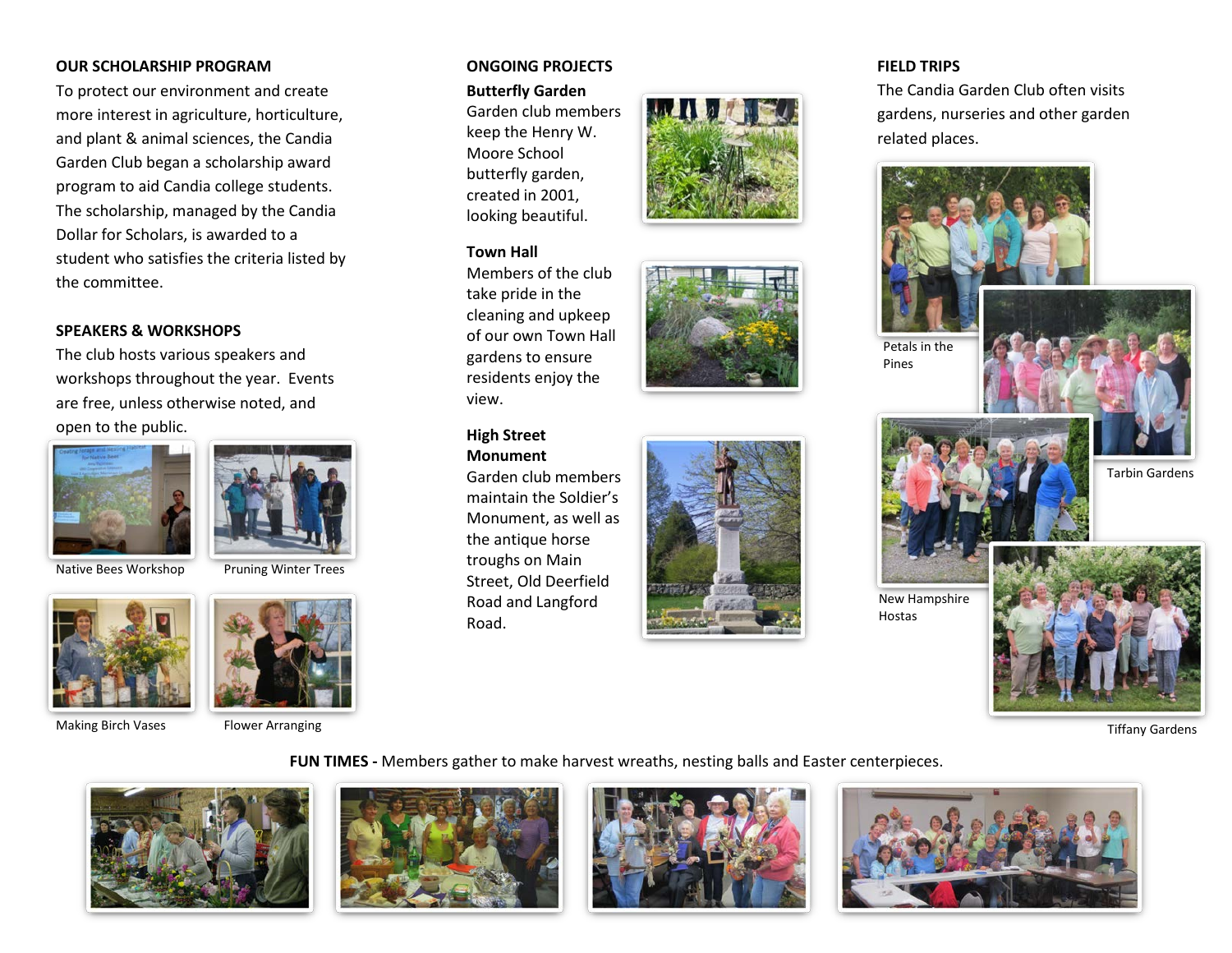## OUR SCHOLARSHIP PROGRAM

To protect our environment and create more interest in agriculture, horticulture, and plant & animal sciences, the Candia Garden Club began a scholarship award program to aid Candia college students. The scholarship, managed by the Candia Dollar for Scholars, is awarded to a student who satisfies the criteria listed by the committee.

## SPEAKERS & WORKSHOPS

The club hosts various speakers and workshops throughout the year. Events are free, unless otherwise noted, and open to the public.

Native Bees Workshop

Pruning Winter Trees

Making Birch Vases

Flower Arranging

## ONGOING PROJECTS

### Butterfly Garden

Garden club members keep the Henry W. Moore School butterfly garden, created in 2001, looking beautiful.

### Town Hall

Members of the club take pride in the cleaning and upkeep of our own Town Hall gardens to ensure residents enjoy the view.

### High Street Monument

Garden club members maintain the Soldier's Monument, as well as the antique horse troughs on Main Street, Old Deerfield Road and Langford Road.

## FIELD TRIPS

The Candia Garden Club often visits gardens, nurseries and other garden related places.

Petals in the Pines

Tarbin Gardens

New Hampshire Hostas

Tiffany Gardens

**FUN TIMES -** Members gather to make harvest wreaths, nesting balls and Easter centerpieces.